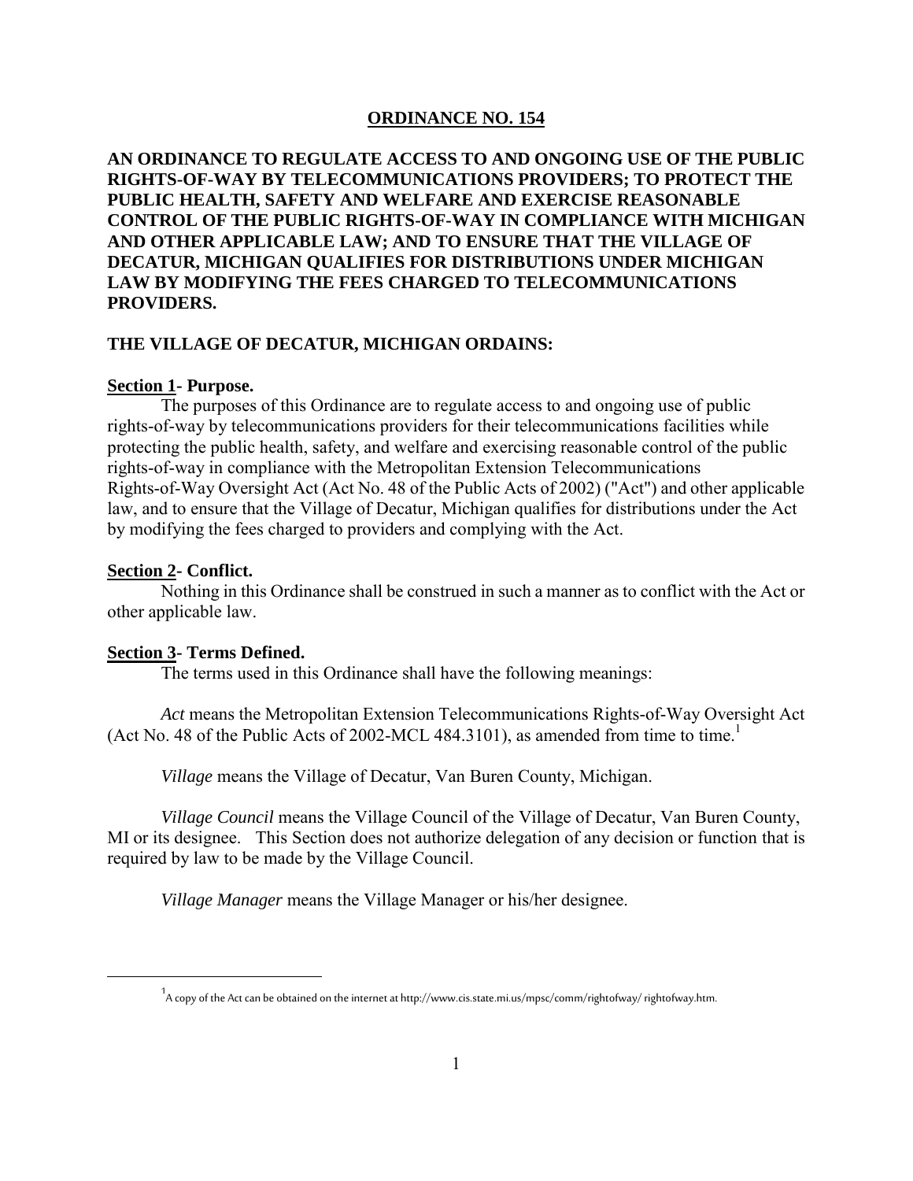# ORDINANCE NO. 154

**AN ORDINANCE TO REGULATE ACCESS TO AND ONGOING USE OF THE PUBLIC RIGHTS-OF-WAY BY TELECOMMUNICATIONS PROVIDERS; TO PROTECT THE PUBLIC HEALTH, SAFETY AND WELFARE AND EXERCISE REASONABLE CONTROL OF THE PUBLIC RIGHTS-OF-WAY IN COMPLIANCE WITH MICHIGAN AND OTHER APPLICABLE LAW; AND TO ENSURE THAT THE VILLAGE OF DECATUR, MICHIGAN QUALIFIES FOR DISTRIBUTIONS UNDER MICHIGAN LAW BY MODIFYING THE FEES CHARGED TO TELECOMMUNICATIONS PROVIDERS.**

**THE VILLAGE OF DECATUR, MICHIGAN ORDAINS:**

## Section 1- Purpose.

The purposes of this Ordinance are to regulate access to and ongoing use of public rights-of-way by telecommunications providers for their telecommunications facilities while protecting the public health, safety, and welfare and exercising reasonable control of the public rights-of-way in compliance with the Metropolitan Extension Telecommunications Rights-of-Way Oversight Act (Act No. 48 of the Public Acts of 2002) ("Act") and other applicable law, and to ensure that the Village of Decatur, Michigan qualifies for distributions under the Act by modifying the fees charged to providers and complying with the Act.

## Section 2- Conflict.

Nothing in this Ordinance shall be construed in such a manner as to conflict with the Act or other applicable law.

## Section 3- Terms Defined.

The terms used in this Ordinance shall have the following meanings:

*Act* means the Metropolitan Extension Telecommunications Rights-of-Way Oversight Act (Act No. 48 of the Public Acts of 2002-MCL 484.3101), as amended from time to time.[1]

*Village* means the Village of Decatur, Van Buren County, Michigan.

*Village Council* means the Village Council of the Village of Decatur, Van Buren County, MI or its designee. This Section does not authorize delegation of any decision or function that is required by law to be made by the Village Council.

*Village Manager* means the Village Manager or his/her designee.

---

[1] A copy of the Act can be obtained on the internet at http://www.cis.state.mi.us/mpsc/comm/rightofway/ rightofway.htm.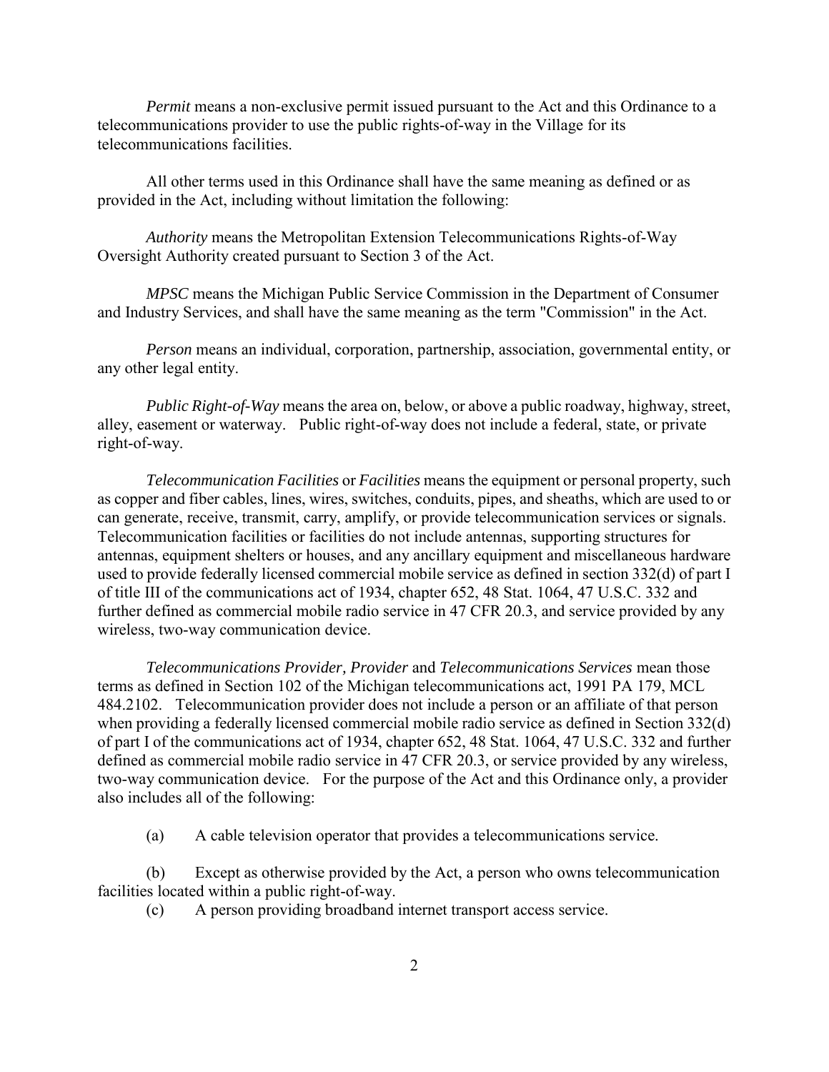*Permit* means a non-exclusive permit issued pursuant to the Act and this Ordinance to a telecommunications provider to use the public rights-of-way in the Village for its telecommunications facilities.

All other terms used in this Ordinance shall have the same meaning as defined or as provided in the Act, including without limitation the following:

*Authority* means the Metropolitan Extension Telecommunications Rights-of-Way Oversight Authority created pursuant to Section 3 of the Act.

*MPSC* means the Michigan Public Service Commission in the Department of Consumer and Industry Services, and shall have the same meaning as the term "Commission" in the Act.

*Person* means an individual, corporation, partnership, association, governmental entity, or any other legal entity.

*Public Right-of-Way* means the area on, below, or above a public roadway, highway, street, alley, easement or waterway. Public right-of-way does not include a federal, state, or private right-of-way.

*Telecommunication Facilities* or *Facilities* means the equipment or personal property, such as copper and fiber cables, lines, wires, switches, conduits, pipes, and sheaths, which are used to or can generate, receive, transmit, carry, amplify, or provide telecommunication services or signals. Telecommunication facilities or facilities do not include antennas, supporting structures for antennas, equipment shelters or houses, and any ancillary equipment and miscellaneous hardware used to provide federally licensed commercial mobile service as defined in section 332(d) of part I of title III of the communications act of 1934, chapter 652, 48 Stat. 1064, 47 U.S.C. 332 and further defined as commercial mobile radio service in 47 CFR 20.3, and service provided by any wireless, two-way communication device.

*Telecommunications Provider, Provider* and *Telecommunications Services* mean those terms as defined in Section 102 of the Michigan telecommunications act, 1991 PA 179, MCL 484.2102. Telecommunication provider does not include a person or an affiliate of that person when providing a federally licensed commercial mobile radio service as defined in Section 332(d) of part I of the communications act of 1934, chapter 652, 48 Stat. 1064, 47 U.S.C. 332 and further defined as commercial mobile radio service in 47 CFR 20.3, or service provided by any wireless, two-way communication device. For the purpose of the Act and this Ordinance only, a provider also includes all of the following:

(a) A cable television operator that provides a telecommunications service.

(b) Except as otherwise provided by the Act, a person who owns telecommunication facilities located within a public right-of-way.

(c) A person providing broadband internet transport access service.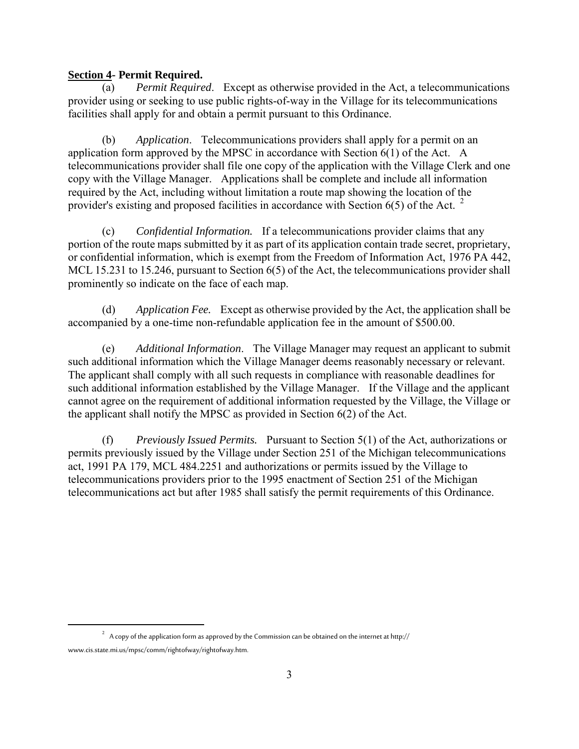**Section 4- Permit Required.**

(a) *Permit Required*. Except as otherwise provided in the Act, a telecommunications provider using or seeking to use public rights-of-way in the Village for its telecommunications facilities shall apply for and obtain a permit pursuant to this Ordinance.

(b) *Application*. Telecommunications providers shall apply for a permit on an application form approved by the MPSC in accordance with Section 6(1) of the Act. A telecommunications provider shall file one copy of the application with the Village Clerk and one copy with the Village Manager. Applications shall be complete and include all information required by the Act, including without limitation a route map showing the location of the provider's existing and proposed facilities in accordance with Section 6(5) of the Act. [2]

(c) *Confidential Information.* If a telecommunications provider claims that any portion of the route maps submitted by it as part of its application contain trade secret, proprietary, or confidential information, which is exempt from the Freedom of Information Act, 1976 PA 442, MCL 15.231 to 15.246, pursuant to Section 6(5) of the Act, the telecommunications provider shall prominently so indicate on the face of each map.

(d) *Application Fee.* Except as otherwise provided by the Act, the application shall be accompanied by a one-time non-refundable application fee in the amount of $500.00.

(e) *Additional Information*. The Village Manager may request an applicant to submit such additional information which the Village Manager deems reasonably necessary or relevant. The applicant shall comply with all such requests in compliance with reasonable deadlines for such additional information established by the Village Manager. If the Village and the applicant cannot agree on the requirement of additional information requested by the Village, the Village or the applicant shall notify the MPSC as provided in Section 6(2) of the Act.

(f) *Previously Issued Permits.* Pursuant to Section 5(1) of the Act, authorizations or permits previously issued by the Village under Section 251 of the Michigan telecommunications act, 1991 PA 179, MCL 484.2251 and authorizations or permits issued by the Village to telecommunications providers prior to the 1995 enactment of Section 251 of the Michigan telecommunications act but after 1985 shall satisfy the permit requirements of this Ordinance.

---

[2] A copy of the application form as approved by the Commission can be obtained on the internet at http:// www.cis.state.mi.us/mpsc/comm/rightofway/rightofway.htm.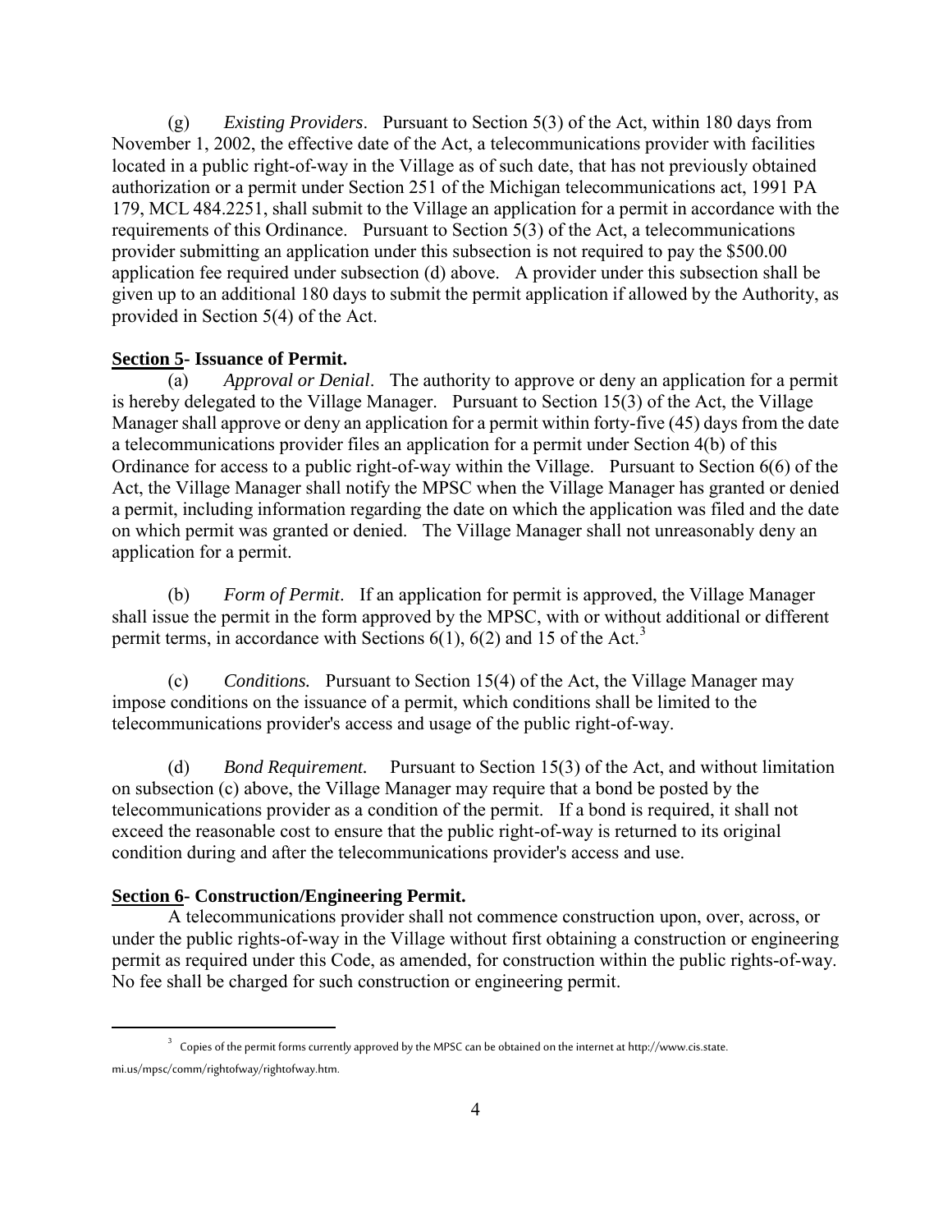(g) *Existing Providers*. Pursuant to Section 5(3) of the Act, within 180 days from November 1, 2002, the effective date of the Act, a telecommunications provider with facilities located in a public right-of-way in the Village as of such date, that has not previously obtained authorization or a permit under Section 251 of the Michigan telecommunications act, 1991 PA 179, MCL 484.2251, shall submit to the Village an application for a permit in accordance with the requirements of this Ordinance. Pursuant to Section 5(3) of the Act, a telecommunications provider submitting an application under this subsection is not required to pay the $500.00 application fee required under subsection (d) above. A provider under this subsection shall be given up to an additional 180 days to submit the permit application if allowed by the Authority, as provided in Section 5(4) of the Act.

**<u>Section 5</u>- Issuance of Permit.**

(a) *Approval or Denial*. The authority to approve or deny an application for a permit is hereby delegated to the Village Manager. Pursuant to Section 15(3) of the Act, the Village Manager shall approve or deny an application for a permit within forty-five (45) days from the date a telecommunications provider files an application for a permit under Section 4(b) of this Ordinance for access to a public right-of-way within the Village. Pursuant to Section 6(6) of the Act, the Village Manager shall notify the MPSC when the Village Manager has granted or denied a permit, including information regarding the date on which the application was filed and the date on which permit was granted or denied. The Village Manager shall not unreasonably deny an application for a permit.

(b) *Form of Permit*. If an application for permit is approved, the Village Manager shall issue the permit in the form approved by the MPSC, with or without additional or different permit terms, in accordance with Sections 6(1), 6(2) and 15 of the Act.[3]

(c) *Conditions.* Pursuant to Section 15(4) of the Act, the Village Manager may impose conditions on the issuance of a permit, which conditions shall be limited to the telecommunications provider's access and usage of the public right-of-way.

(d) *Bond Requirement.* Pursuant to Section 15(3) of the Act, and without limitation on subsection (c) above, the Village Manager may require that a bond be posted by the telecommunications provider as a condition of the permit. If a bond is required, it shall not exceed the reasonable cost to ensure that the public right-of-way is returned to its original condition during and after the telecommunications provider's access and use.

**<u>Section 6</u>- Construction/Engineering Permit.**

A telecommunications provider shall not commence construction upon, over, across, or under the public rights-of-way in the Village without first obtaining a construction or engineering permit as required under this Code, as amended, for construction within the public rights-of-way. No fee shall be charged for such construction or engineering permit.

---

[3] Copies of the permit forms currently approved by the MPSC can be obtained on the internet at http://www.cis.state.mi.us/mpsc/comm/rightofway/rightofway.htm.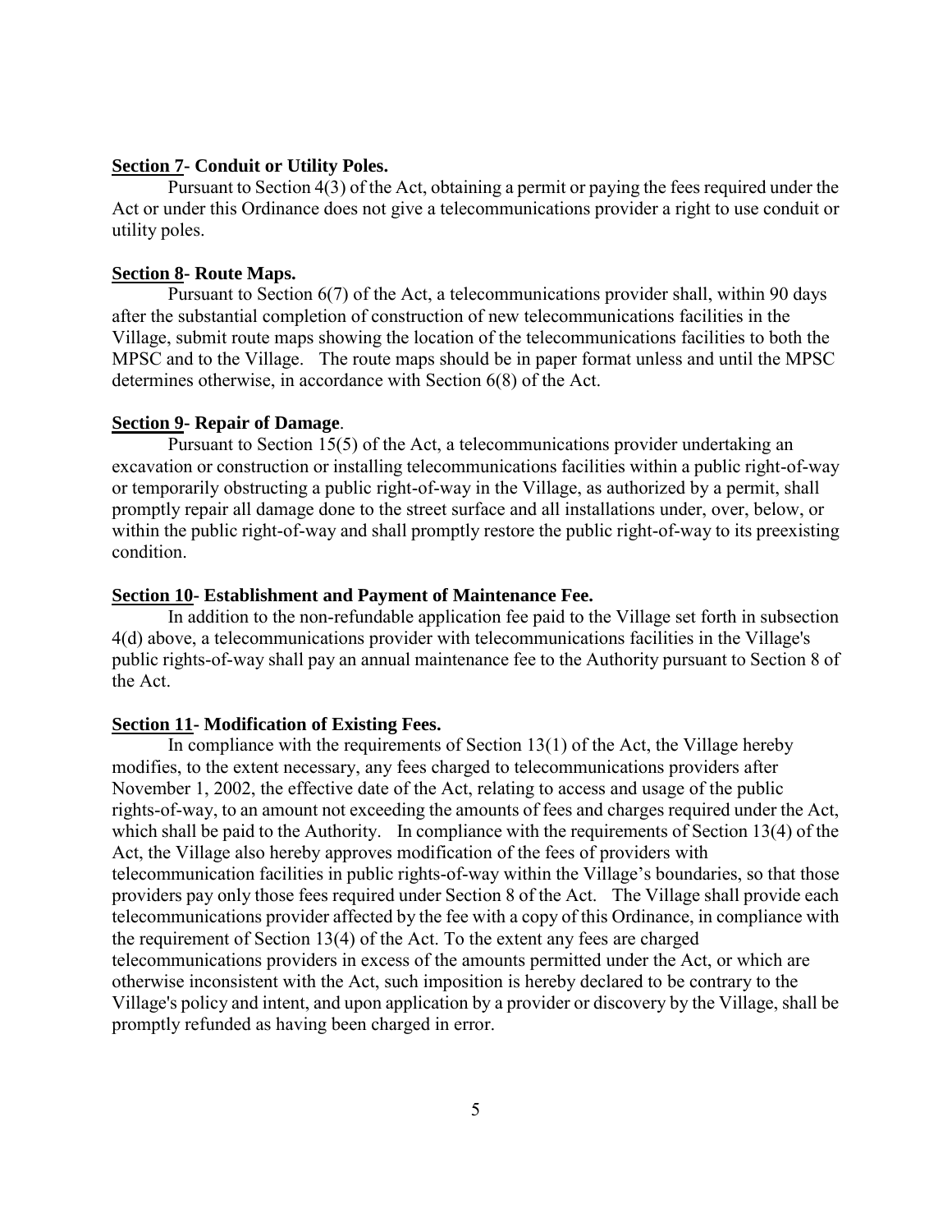**<u>Section 7</u>- Conduit or Utility Poles.**

Pursuant to Section 4(3) of the Act, obtaining a permit or paying the fees required under the Act or under this Ordinance does not give a telecommunications provider a right to use conduit or utility poles.

**<u>Section 8</u>- Route Maps.**

Pursuant to Section 6(7) of the Act, a telecommunications provider shall, within 90 days after the substantial completion of construction of new telecommunications facilities in the Village, submit route maps showing the location of the telecommunications facilities to both the MPSC and to the Village. The route maps should be in paper format unless and until the MPSC determines otherwise, in accordance with Section 6(8) of the Act.

**<u>Section 9</u>- Repair of Damage**.

Pursuant to Section 15(5) of the Act, a telecommunications provider undertaking an excavation or construction or installing telecommunications facilities within a public right-of-way or temporarily obstructing a public right-of-way in the Village, as authorized by a permit, shall promptly repair all damage done to the street surface and all installations under, over, below, or within the public right-of-way and shall promptly restore the public right-of-way to its preexisting condition.

**<u>Section 10</u>- Establishment and Payment of Maintenance Fee.**

In addition to the non-refundable application fee paid to the Village set forth in subsection 4(d) above, a telecommunications provider with telecommunications facilities in the Village's public rights-of-way shall pay an annual maintenance fee to the Authority pursuant to Section 8 of the Act.

**<u>Section 11</u>- Modification of Existing Fees.**

In compliance with the requirements of Section 13(1) of the Act, the Village hereby modifies, to the extent necessary, any fees charged to telecommunications providers after November 1, 2002, the effective date of the Act, relating to access and usage of the public rights-of-way, to an amount not exceeding the amounts of fees and charges required under the Act, which shall be paid to the Authority. In compliance with the requirements of Section 13(4) of the Act, the Village also hereby approves modification of the fees of providers with telecommunication facilities in public rights-of-way within the Village's boundaries, so that those providers pay only those fees required under Section 8 of the Act. The Village shall provide each telecommunications provider affected by the fee with a copy of this Ordinance, in compliance with the requirement of Section 13(4) of the Act. To the extent any fees are charged telecommunications providers in excess of the amounts permitted under the Act, or which are otherwise inconsistent with the Act, such imposition is hereby declared to be contrary to the Village's policy and intent, and upon application by a provider or discovery by the Village, shall be promptly refunded as having been charged in error.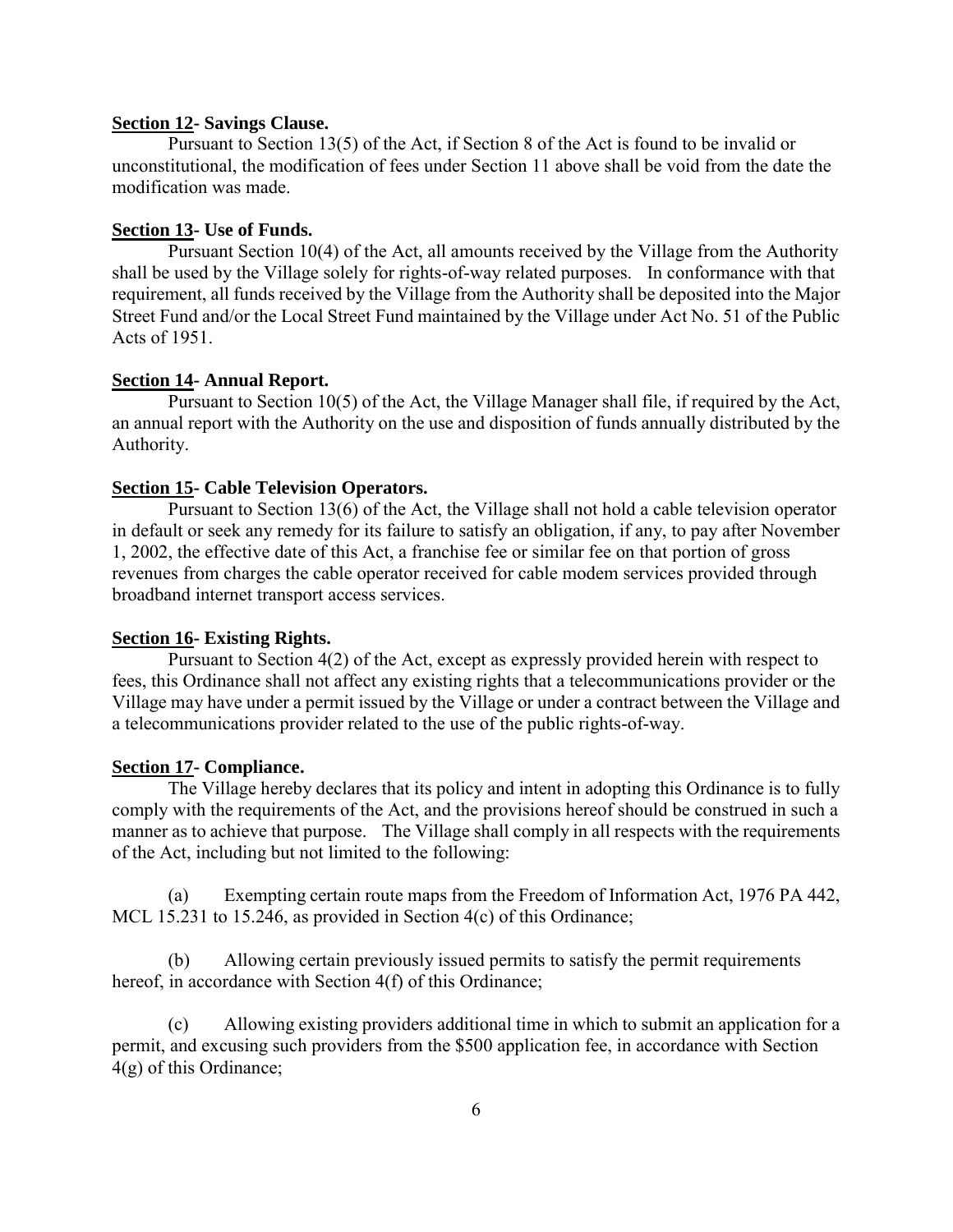**Section 12- Savings Clause.**

Pursuant to Section 13(5) of the Act, if Section 8 of the Act is found to be invalid or unconstitutional, the modification of fees under Section 11 above shall be void from the date the modification was made.

**Section 13- Use of Funds.**

Pursuant Section 10(4) of the Act, all amounts received by the Village from the Authority shall be used by the Village solely for rights-of-way related purposes. In conformance with that requirement, all funds received by the Village from the Authority shall be deposited into the Major Street Fund and/or the Local Street Fund maintained by the Village under Act No. 51 of the Public Acts of 1951.

**Section 14- Annual Report.**

Pursuant to Section 10(5) of the Act, the Village Manager shall file, if required by the Act, an annual report with the Authority on the use and disposition of funds annually distributed by the Authority.

**Section 15- Cable Television Operators.**

Pursuant to Section 13(6) of the Act, the Village shall not hold a cable television operator in default or seek any remedy for its failure to satisfy an obligation, if any, to pay after November 1, 2002, the effective date of this Act, a franchise fee or similar fee on that portion of gross revenues from charges the cable operator received for cable modem services provided through broadband internet transport access services.

**Section 16- Existing Rights.**

Pursuant to Section 4(2) of the Act, except as expressly provided herein with respect to fees, this Ordinance shall not affect any existing rights that a telecommunications provider or the Village may have under a permit issued by the Village or under a contract between the Village and a telecommunications provider related to the use of the public rights-of-way.

**Section 17- Compliance.**

The Village hereby declares that its policy and intent in adopting this Ordinance is to fully comply with the requirements of the Act, and the provisions hereof should be construed in such a manner as to achieve that purpose. The Village shall comply in all respects with the requirements of the Act, including but not limited to the following:

(a) Exempting certain route maps from the Freedom of Information Act, 1976 PA 442, MCL 15.231 to 15.246, as provided in Section 4(c) of this Ordinance;

(b) Allowing certain previously issued permits to satisfy the permit requirements hereof, in accordance with Section 4(f) of this Ordinance;

(c) Allowing existing providers additional time in which to submit an application for a permit, and excusing such providers from the $500 application fee, in accordance with Section 4(g) of this Ordinance;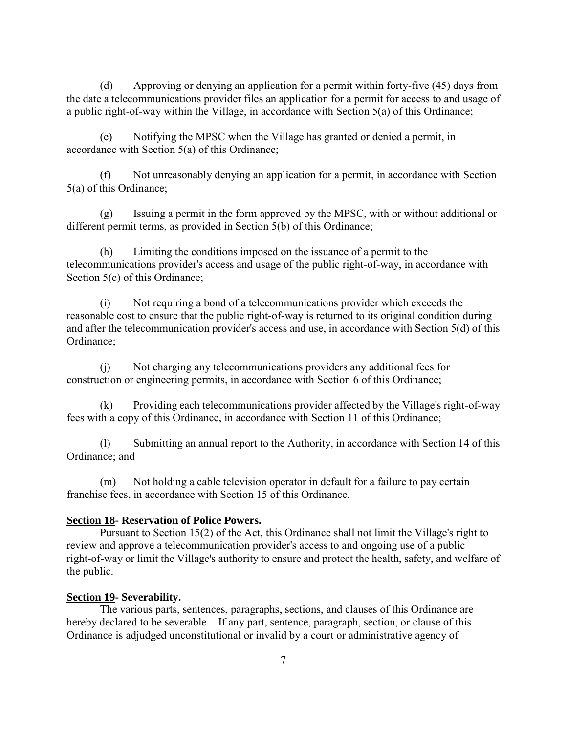(d) Approving or denying an application for a permit within forty-five (45) days from the date a telecommunications provider files an application for a permit for access to and usage of a public right-of-way within the Village, in accordance with Section 5(a) of this Ordinance;

(e) Notifying the MPSC when the Village has granted or denied a permit, in accordance with Section 5(a) of this Ordinance;

(f) Not unreasonably denying an application for a permit, in accordance with Section 5(a) of this Ordinance;

(g) Issuing a permit in the form approved by the MPSC, with or without additional or different permit terms, as provided in Section 5(b) of this Ordinance;

(h) Limiting the conditions imposed on the issuance of a permit to the telecommunications provider's access and usage of the public right-of-way, in accordance with Section 5(c) of this Ordinance;

(i) Not requiring a bond of a telecommunications provider which exceeds the reasonable cost to ensure that the public right-of-way is returned to its original condition during and after the telecommunication provider's access and use, in accordance with Section 5(d) of this Ordinance;

(j) Not charging any telecommunications providers any additional fees for construction or engineering permits, in accordance with Section 6 of this Ordinance;

(k) Providing each telecommunications provider affected by the Village's right-of-way fees with a copy of this Ordinance, in accordance with Section 11 of this Ordinance;

(l) Submitting an annual report to the Authority, in accordance with Section 14 of this Ordinance; and

(m) Not holding a cable television operator in default for a failure to pay certain franchise fees, in accordance with Section 15 of this Ordinance.

**Section 18- Reservation of Police Powers.**

Pursuant to Section 15(2) of the Act, this Ordinance shall not limit the Village's right to review and approve a telecommunication provider's access to and ongoing use of a public right-of-way or limit the Village's authority to ensure and protect the health, safety, and welfare of the public.

**Section 19- Severability.**

The various parts, sentences, paragraphs, sections, and clauses of this Ordinance are hereby declared to be severable. If any part, sentence, paragraph, section, or clause of this Ordinance is adjudged unconstitutional or invalid by a court or administrative agency of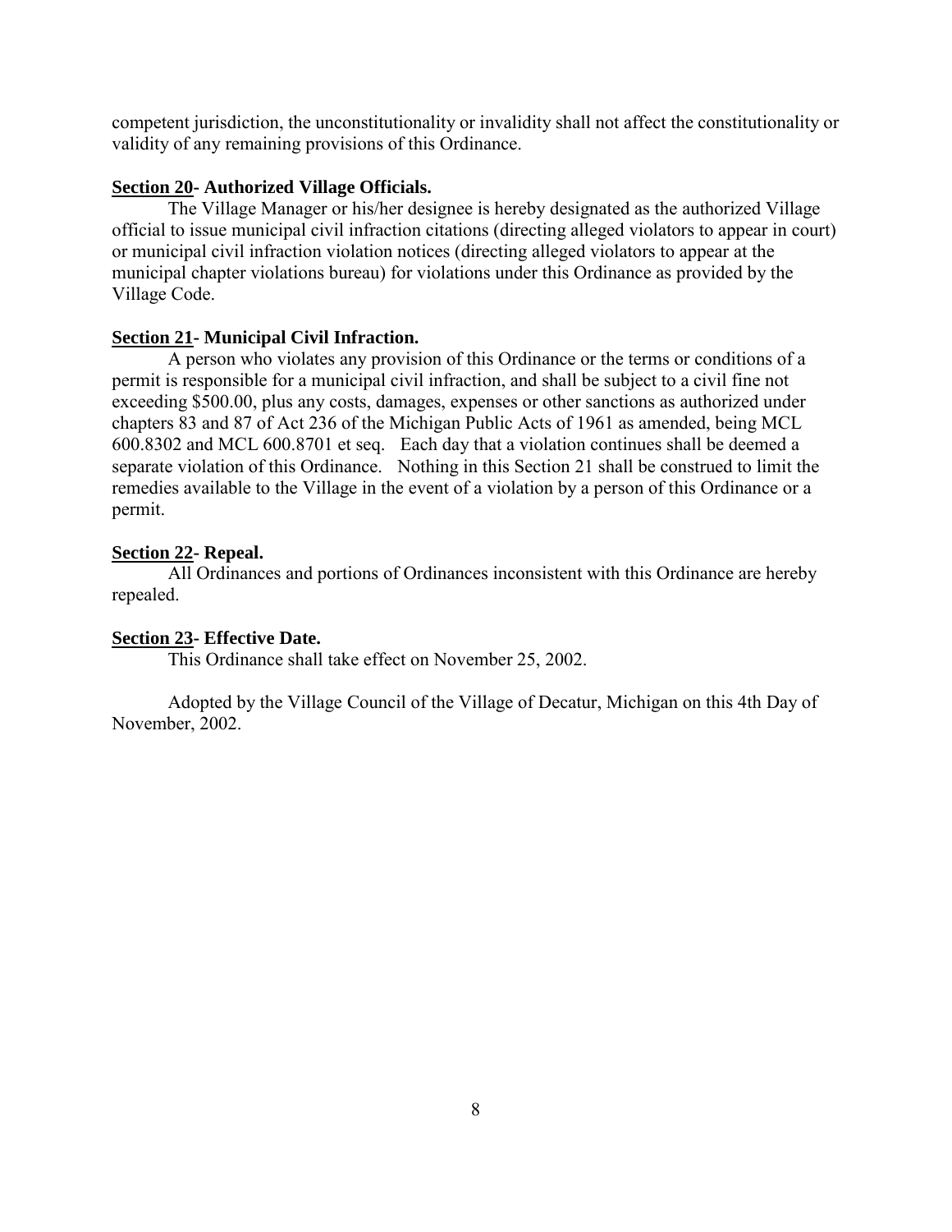competent jurisdiction, the unconstitutionality or invalidity shall not affect the constitutionality or validity of any remaining provisions of this Ordinance.

**Section 20- Authorized Village Officials.**

The Village Manager or his/her designee is hereby designated as the authorized Village official to issue municipal civil infraction citations (directing alleged violators to appear in court) or municipal civil infraction violation notices (directing alleged violators to appear at the municipal chapter violations bureau) for violations under this Ordinance as provided by the Village Code.

**Section 21- Municipal Civil Infraction.**

A person who violates any provision of this Ordinance or the terms or conditions of a permit is responsible for a municipal civil infraction, and shall be subject to a civil fine not exceeding $500.00, plus any costs, damages, expenses or other sanctions as authorized under chapters 83 and 87 of Act 236 of the Michigan Public Acts of 1961 as amended, being MCL 600.8302 and MCL 600.8701 et seq. Each day that a violation continues shall be deemed a separate violation of this Ordinance. Nothing in this Section 21 shall be construed to limit the remedies available to the Village in the event of a violation by a person of this Ordinance or a permit.

**Section 22- Repeal.**

All Ordinances and portions of Ordinances inconsistent with this Ordinance are hereby repealed.

**Section 23- Effective Date.**

This Ordinance shall take effect on November 25, 2002.

Adopted by the Village Council of the Village of Decatur, Michigan on this 4th Day of November, 2002.